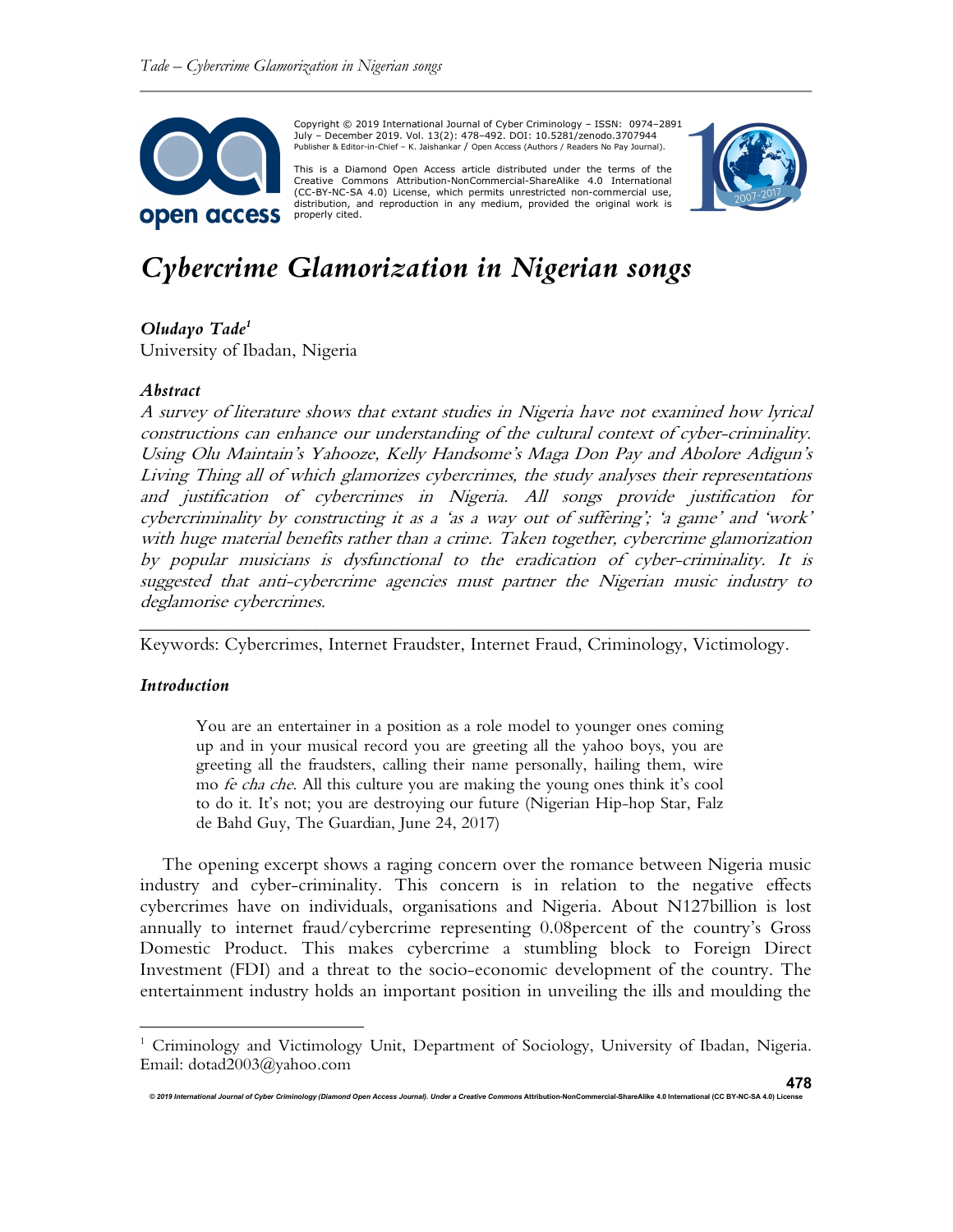Copyright © 2019 International Journal of Cyber Criminology – ISSN: 0974–2891 July – December 2019. Vol. 13(2): 478–492. DOI: 10.5281/zenodo.3707944
Publisher & Editor-in-Chief – K. Jaishankar / Open Access (Authors / Readers No Pay Journal).

This is a Diamond Open Access article distributed under the terms of the Creative Commons Attribution-NonCommercial-ShareAlike 4.0 International (CC-BY-NC-SA 4.0) License, which permits unrestricted non-commercial use, distribution, and reproduction in any medium, provided the original work is properly cited.

# *Cybercrime Glamorization in Nigerian songs*

***Oludayo Tade***[1]
University of Ibadan, Nigeria

### *Abstract*

*A survey of literature shows that extant studies in Nigeria have not examined how lyrical constructions can enhance our understanding of the cultural context of cyber-criminality. Using Olu Maintain's Yahooze, Kelly Handsome's Maga Don Pay and Abolore Adigun's Living Thing all of which glamorizes cybercrimes, the study analyses their representations and justification of cybercrimes in Nigeria. All songs provide justification for cybercriminality by constructing it as a 'as a way out of suffering'; 'a game' and 'work' with huge material benefits rather than a crime. Taken together, cybercrime glamorization by popular musicians is dysfunctional to the eradication of cyber-criminality. It is suggested that anti-cybercrime agencies must partner the Nigerian music industry to deglamorise cybercrimes.*

---

Keywords: Cybercrimes, Internet Fraudster, Internet Fraud, Criminology, Victimology.

### *Introduction*

> You are an entertainer in a position as a role model to younger ones coming up and in your musical record you are greeting all the yahoo boys, you are greeting all the fraudsters, calling their name personally, hailing them, wire mo *fe cha che*. All this culture you are making the young ones think it's cool to do it. It's not; you are destroying our future (Nigerian Hip-hop Star, Falz de Bahd Guy, The Guardian, June 24, 2017)

The opening excerpt shows a raging concern over the romance between Nigeria music industry and cyber-criminality. This concern is in relation to the negative effects cybercrimes have on individuals, organisations and Nigeria. About N127billion is lost annually to internet fraud/cybercrime representing 0.08percent of the country's Gross Domestic Product. This makes cybercrime a stumbling block to Foreign Direct Investment (FDI) and a threat to the socio-economic development of the country. The entertainment industry holds an important position in unveiling the ills and moulding the

---

[1] Criminology and Victimology Unit, Department of Sociology, University of Ibadan, Nigeria. Email: dotad2003@yahoo.com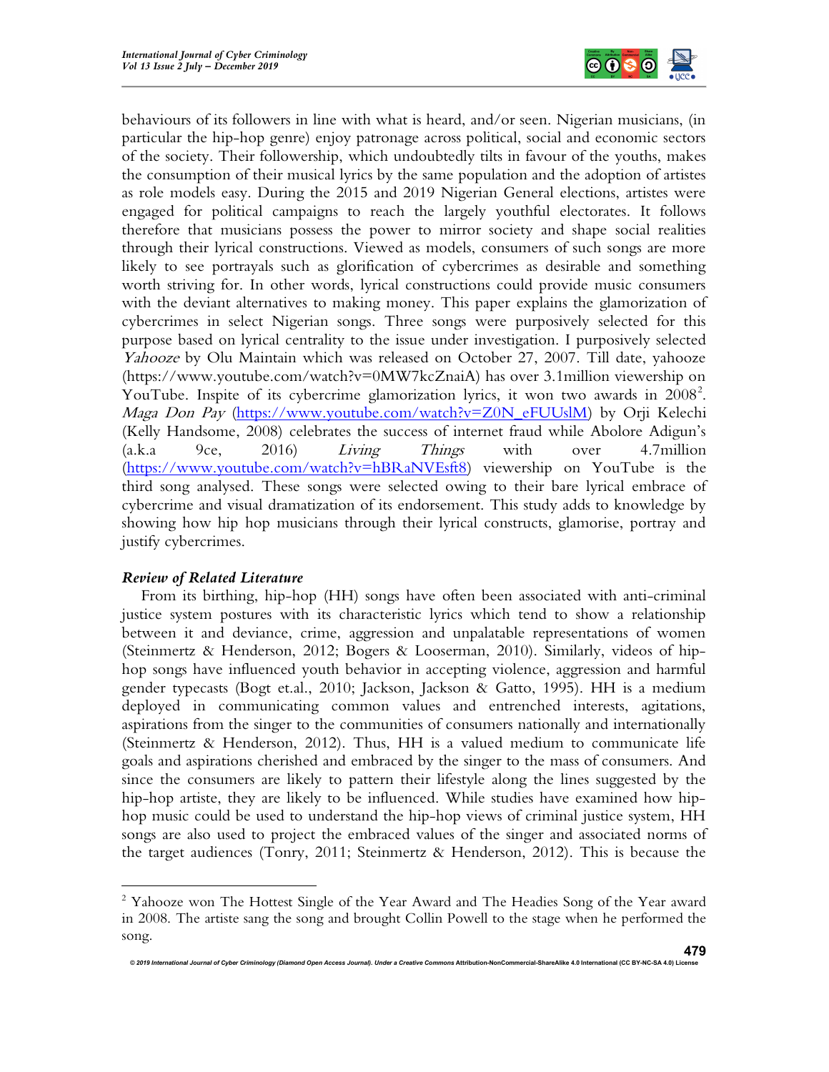behaviours of its followers in line with what is heard, and/or seen. Nigerian musicians, (in particular the hip-hop genre) enjoy patronage across political, social and economic sectors of the society. Their followership, which undoubtedly tilts in favour of the youths, makes the consumption of their musical lyrics by the same population and the adoption of artistes as role models easy. During the 2015 and 2019 Nigerian General elections, artistes were engaged for political campaigns to reach the largely youthful electorates. It follows therefore that musicians possess the power to mirror society and shape social realities through their lyrical constructions. Viewed as models, consumers of such songs are more likely to see portrayals such as glorification of cybercrimes as desirable and something worth striving for. In other words, lyrical constructions could provide music consumers with the deviant alternatives to making money. This paper explains the glamorization of cybercrimes in select Nigerian songs. Three songs were purposively selected for this purpose based on lyrical centrality to the issue under investigation. I purposively selected *Yahooze* by Olu Maintain which was released on October 27, 2007. Till date, yahooze (https://www.youtube.com/watch?v=0MW7kcZnaiA) has over 3.1million viewership on YouTube. Inspite of its cybercrime glamorization lyrics, it won two awards in 2008[2]. *Maga Don Pay* (https://www.youtube.com/watch?v=Z0N_eFUUslM) by Orji Kelechi (Kelly Handsome, 2008) celebrates the success of internet fraud while Abolore Adigun's (a.k.a 9ce, 2016) *Living Things* with over 4.7million (https://www.youtube.com/watch?v=hBRaNVEsft8) viewership on YouTube is the third song analysed. These songs were selected owing to their bare lyrical embrace of cybercrime and visual dramatization of its endorsement. This study adds to knowledge by showing how hip hop musicians through their lyrical constructs, glamorise, portray and justify cybercrimes.

### *Review of Related Literature*

From its birthing, hip-hop (HH) songs have often been associated with anti-criminal justice system postures with its characteristic lyrics which tend to show a relationship between it and deviance, crime, aggression and unpalatable representations of women (Steinmertz & Henderson, 2012; Bogers & Looserman, 2010). Similarly, videos of hip-hop songs have influenced youth behavior in accepting violence, aggression and harmful gender typecasts (Bogt et.al., 2010; Jackson, Jackson & Gatto, 1995). HH is a medium deployed in communicating common values and entrenched interests, agitations, aspirations from the singer to the communities of consumers nationally and internationally (Steinmertz & Henderson, 2012). Thus, HH is a valued medium to communicate life goals and aspirations cherished and embraced by the singer to the mass of consumers. And since the consumers are likely to pattern their lifestyle along the lines suggested by the hip-hop artiste, they are likely to be influenced. While studies have examined how hip-hop music could be used to understand the hip-hop views of criminal justice system, HH songs are also used to project the embraced values of the singer and associated norms of the target audiences (Tonry, 2011; Steinmertz & Henderson, 2012). This is because the

---

[2] Yahooze won The Hottest Single of the Year Award and The Headies Song of the Year award in 2008. The artiste sang the song and brought Collin Powell to the stage when he performed the song.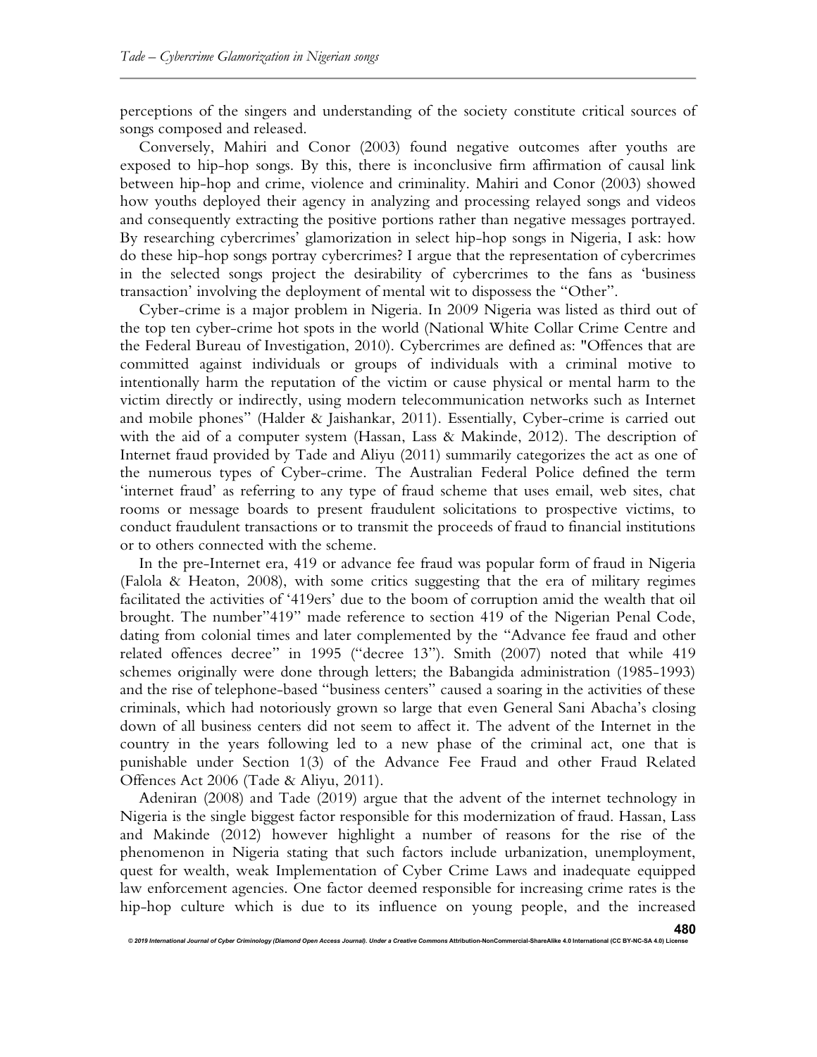perceptions of the singers and understanding of the society constitute critical sources of songs composed and released.

Conversely, Mahiri and Conor (2003) found negative outcomes after youths are exposed to hip-hop songs. By this, there is inconclusive firm affirmation of causal link between hip-hop and crime, violence and criminality. Mahiri and Conor (2003) showed how youths deployed their agency in analyzing and processing relayed songs and videos and consequently extracting the positive portions rather than negative messages portrayed. By researching cybercrimes' glamorization in select hip-hop songs in Nigeria, I ask: how do these hip-hop songs portray cybercrimes? I argue that the representation of cybercrimes in the selected songs project the desirability of cybercrimes to the fans as 'business transaction' involving the deployment of mental wit to dispossess the "Other".

Cyber-crime is a major problem in Nigeria. In 2009 Nigeria was listed as third out of the top ten cyber-crime hot spots in the world (National White Collar Crime Centre and the Federal Bureau of Investigation, 2010). Cybercrimes are defined as: "Offences that are committed against individuals or groups of individuals with a criminal motive to intentionally harm the reputation of the victim or cause physical or mental harm to the victim directly or indirectly, using modern telecommunication networks such as Internet and mobile phones" (Halder & Jaishankar, 2011). Essentially, Cyber-crime is carried out with the aid of a computer system (Hassan, Lass & Makinde, 2012). The description of Internet fraud provided by Tade and Aliyu (2011) summarily categorizes the act as one of the numerous types of Cyber-crime. The Australian Federal Police defined the term 'internet fraud' as referring to any type of fraud scheme that uses email, web sites, chat rooms or message boards to present fraudulent solicitations to prospective victims, to conduct fraudulent transactions or to transmit the proceeds of fraud to financial institutions or to others connected with the scheme.

In the pre-Internet era, 419 or advance fee fraud was popular form of fraud in Nigeria (Falola & Heaton, 2008), with some critics suggesting that the era of military regimes facilitated the activities of '419ers' due to the boom of corruption amid the wealth that oil brought. The number"419" made reference to section 419 of the Nigerian Penal Code, dating from colonial times and later complemented by the "Advance fee fraud and other related offences decree" in 1995 ("decree 13"). Smith (2007) noted that while 419 schemes originally were done through letters; the Babangida administration (1985-1993) and the rise of telephone-based "business centers" caused a soaring in the activities of these criminals, which had notoriously grown so large that even General Sani Abacha's closing down of all business centers did not seem to affect it. The advent of the Internet in the country in the years following led to a new phase of the criminal act, one that is punishable under Section 1(3) of the Advance Fee Fraud and other Fraud Related Offences Act 2006 (Tade & Aliyu, 2011).

Adeniran (2008) and Tade (2019) argue that the advent of the internet technology in Nigeria is the single biggest factor responsible for this modernization of fraud. Hassan, Lass and Makinde (2012) however highlight a number of reasons for the rise of the phenomenon in Nigeria stating that such factors include urbanization, unemployment, quest for wealth, weak Implementation of Cyber Crime Laws and inadequate equipped law enforcement agencies. One factor deemed responsible for increasing crime rates is the hip-hop culture which is due to its influence on young people, and the increased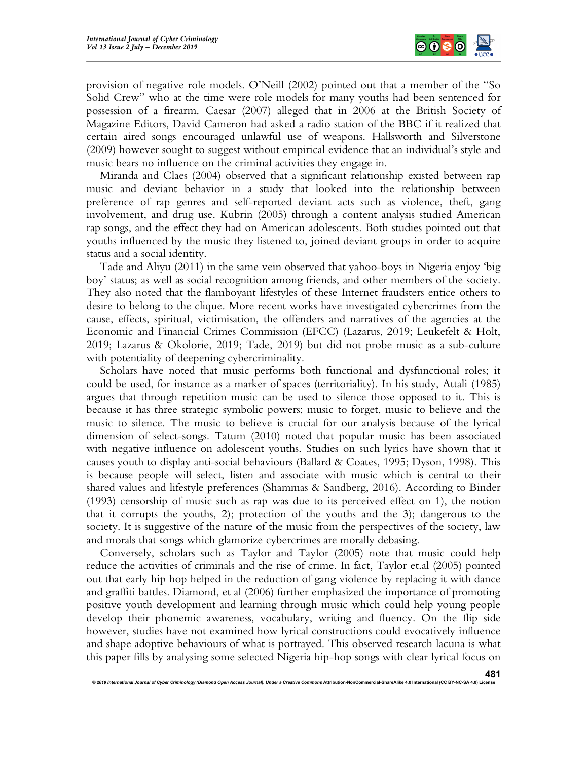provision of negative role models. O'Neill (2002) pointed out that a member of the "So Solid Crew" who at the time were role models for many youths had been sentenced for possession of a firearm. Caesar (2007) alleged that in 2006 at the British Society of Magazine Editors, David Cameron had asked a radio station of the BBC if it realized that certain aired songs encouraged unlawful use of weapons. Hallsworth and Silverstone (2009) however sought to suggest without empirical evidence that an individual's style and music bears no influence on the criminal activities they engage in.

Miranda and Claes (2004) observed that a significant relationship existed between rap music and deviant behavior in a study that looked into the relationship between preference of rap genres and self-reported deviant acts such as violence, theft, gang involvement, and drug use. Kubrin (2005) through a content analysis studied American rap songs, and the effect they had on American adolescents. Both studies pointed out that youths influenced by the music they listened to, joined deviant groups in order to acquire status and a social identity.

Tade and Aliyu (2011) in the same vein observed that yahoo-boys in Nigeria enjoy 'big boy' status; as well as social recognition among friends, and other members of the society. They also noted that the flamboyant lifestyles of these Internet fraudsters entice others to desire to belong to the clique. More recent works have investigated cybercrimes from the cause, effects, spiritual, victimisation, the offenders and narratives of the agencies at the Economic and Financial Crimes Commission (EFCC) (Lazarus, 2019; Leukefelt & Holt, 2019; Lazarus & Okolorie, 2019; Tade, 2019) but did not probe music as a sub-culture with potentiality of deepening cybercriminality.

Scholars have noted that music performs both functional and dysfunctional roles; it could be used, for instance as a marker of spaces (territoriality). In his study, Attali (1985) argues that through repetition music can be used to silence those opposed to it. This is because it has three strategic symbolic powers; music to forget, music to believe and the music to silence. The music to believe is crucial for our analysis because of the lyrical dimension of select-songs. Tatum (2010) noted that popular music has been associated with negative influence on adolescent youths. Studies on such lyrics have shown that it causes youth to display anti-social behaviours (Ballard & Coates, 1995; Dyson, 1998). This is because people will select, listen and associate with music which is central to their shared values and lifestyle preferences (Shammas & Sandberg, 2016). According to Binder (1993) censorship of music such as rap was due to its perceived effect on 1), the notion that it corrupts the youths, 2); protection of the youths and the 3); dangerous to the society. It is suggestive of the nature of the music from the perspectives of the society, law and morals that songs which glamorize cybercrimes are morally debasing.

Conversely, scholars such as Taylor and Taylor (2005) note that music could help reduce the activities of criminals and the rise of crime. In fact, Taylor et.al (2005) pointed out that early hip hop helped in the reduction of gang violence by replacing it with dance and graffiti battles. Diamond, et al (2006) further emphasized the importance of promoting positive youth development and learning through music which could help young people develop their phonemic awareness, vocabulary, writing and fluency. On the flip side however, studies have not examined how lyrical constructions could evocatively influence and shape adoptive behaviours of what is portrayed. This observed research lacuna is what this paper fills by analysing some selected Nigeria hip-hop songs with clear lyrical focus on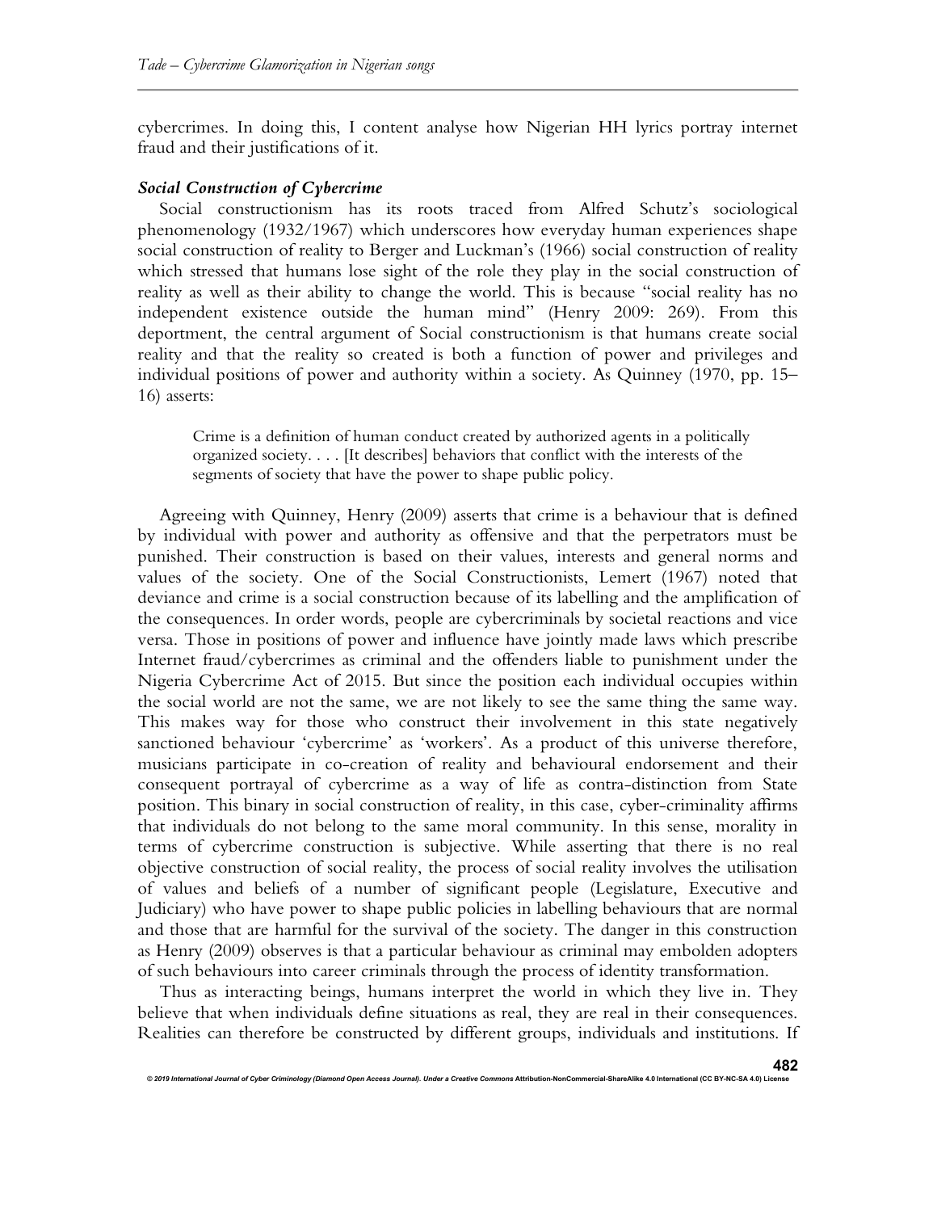cybercrimes. In doing this, I content analyse how Nigerian HH lyrics portray internet fraud and their justifications of it.

### *Social Construction of Cybercrime*

Social constructionism has its roots traced from Alfred Schutz's sociological phenomenology (1932/1967) which underscores how everyday human experiences shape social construction of reality to Berger and Luckman's (1966) social construction of reality which stressed that humans lose sight of the role they play in the social construction of reality as well as their ability to change the world. This is because "social reality has no independent existence outside the human mind" (Henry 2009: 269). From this deportment, the central argument of Social constructionism is that humans create social reality and that the reality so created is both a function of power and privileges and individual positions of power and authority within a society. As Quinney (1970, pp. 15–16) asserts:

> Crime is a definition of human conduct created by authorized agents in a politically organized society. . . . [It describes] behaviors that conflict with the interests of the segments of society that have the power to shape public policy.

Agreeing with Quinney, Henry (2009) asserts that crime is a behaviour that is defined by individual with power and authority as offensive and that the perpetrators must be punished. Their construction is based on their values, interests and general norms and values of the society. One of the Social Constructionists, Lemert (1967) noted that deviance and crime is a social construction because of its labelling and the amplification of the consequences. In order words, people are cybercriminals by societal reactions and vice versa. Those in positions of power and influence have jointly made laws which prescribe Internet fraud/cybercrimes as criminal and the offenders liable to punishment under the Nigeria Cybercrime Act of 2015. But since the position each individual occupies within the social world are not the same, we are not likely to see the same thing the same way. This makes way for those who construct their involvement in this state negatively sanctioned behaviour 'cybercrime' as 'workers'. As a product of this universe therefore, musicians participate in co-creation of reality and behavioural endorsement and their consequent portrayal of cybercrime as a way of life as contra-distinction from State position. This binary in social construction of reality, in this case, cyber-criminality affirms that individuals do not belong to the same moral community. In this sense, morality in terms of cybercrime construction is subjective. While asserting that there is no real objective construction of social reality, the process of social reality involves the utilisation of values and beliefs of a number of significant people (Legislature, Executive and Judiciary) who have power to shape public policies in labelling behaviours that are normal and those that are harmful for the survival of the society. The danger in this construction as Henry (2009) observes is that a particular behaviour as criminal may embolden adopters of such behaviours into career criminals through the process of identity transformation.

Thus as interacting beings, humans interpret the world in which they live in. They believe that when individuals define situations as real, they are real in their consequences. Realities can therefore be constructed by different groups, individuals and institutions. If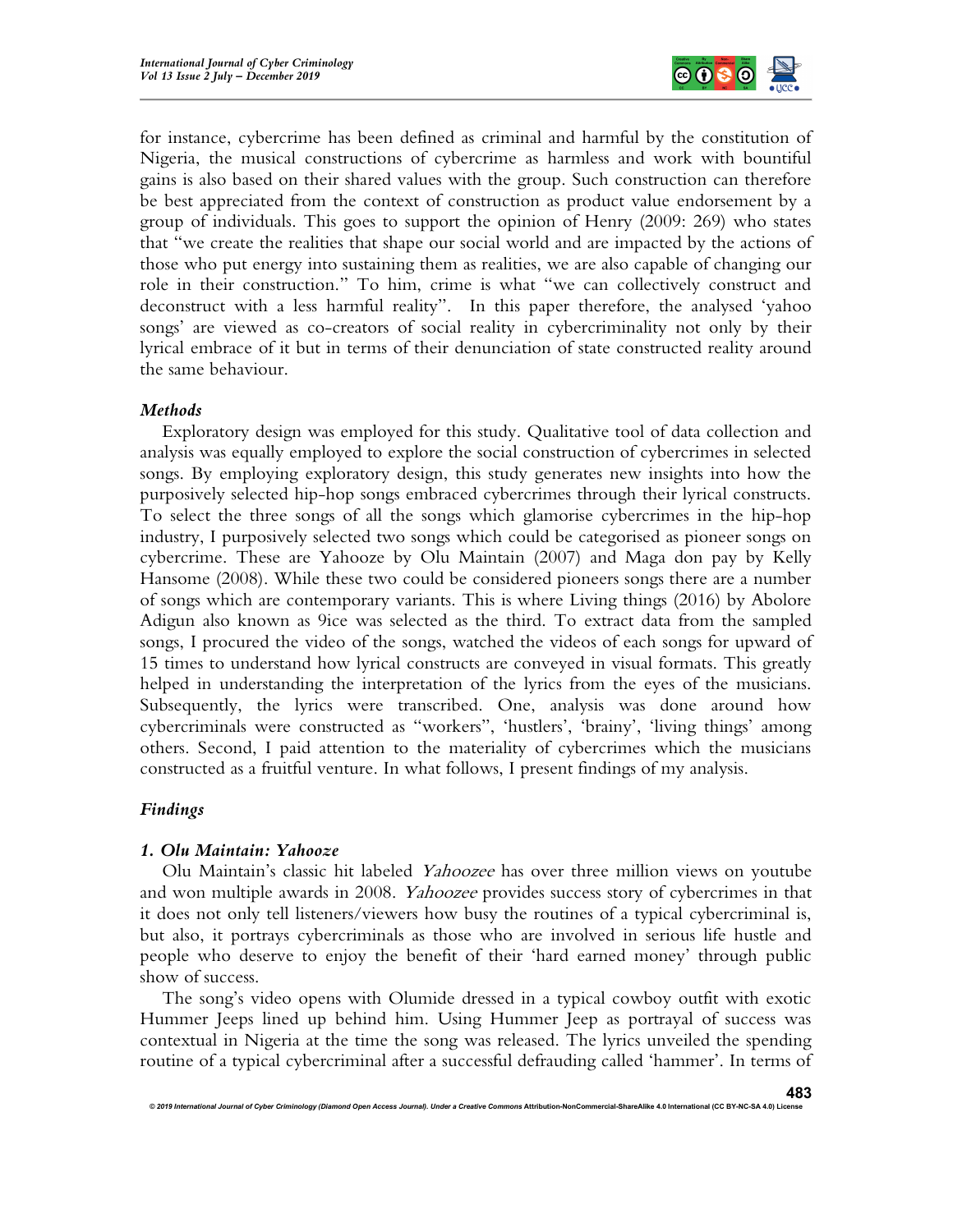for instance, cybercrime has been defined as criminal and harmful by the constitution of Nigeria, the musical constructions of cybercrime as harmless and work with bountiful gains is also based on their shared values with the group. Such construction can therefore be best appreciated from the context of construction as product value endorsement by a group of individuals. This goes to support the opinion of Henry (2009: 269) who states that "we create the realities that shape our social world and are impacted by the actions of those who put energy into sustaining them as realities, we are also capable of changing our role in their construction." To him, crime is what "we can collectively construct and deconstruct with a less harmful reality". In this paper therefore, the analysed 'yahoo songs' are viewed as co-creators of social reality in cybercriminality not only by their lyrical embrace of it but in terms of their denunciation of state constructed reality around the same behaviour.

### *Methods*

Exploratory design was employed for this study. Qualitative tool of data collection and analysis was equally employed to explore the social construction of cybercrimes in selected songs. By employing exploratory design, this study generates new insights into how the purposively selected hip-hop songs embraced cybercrimes through their lyrical constructs. To select the three songs of all the songs which glamorise cybercrimes in the hip-hop industry, I purposively selected two songs which could be categorised as pioneer songs on cybercrime. These are Yahooze by Olu Maintain (2007) and Maga don pay by Kelly Hansome (2008). While these two could be considered pioneers songs there are a number of songs which are contemporary variants. This is where Living things (2016) by Abolore Adigun also known as 9ice was selected as the third. To extract data from the sampled songs, I procured the video of the songs, watched the videos of each songs for upward of 15 times to understand how lyrical constructs are conveyed in visual formats. This greatly helped in understanding the interpretation of the lyrics from the eyes of the musicians. Subsequently, the lyrics were transcribed. One, analysis was done around how cybercriminals were constructed as "workers", 'hustlers', 'brainy', 'living things' among others. Second, I paid attention to the materiality of cybercrimes which the musicians constructed as a fruitful venture. In what follows, I present findings of my analysis.

### *Findings*

#### *1. Olu Maintain: Yahooze*

Olu Maintain's classic hit labeled *Yahoozee* has over three million views on youtube and won multiple awards in 2008. *Yahoozee* provides success story of cybercrimes in that it does not only tell listeners/viewers how busy the routines of a typical cybercriminal is, but also, it portrays cybercriminals as those who are involved in serious life hustle and people who deserve to enjoy the benefit of their 'hard earned money' through public show of success.

The song's video opens with Olumide dressed in a typical cowboy outfit with exotic Hummer Jeeps lined up behind him. Using Hummer Jeep as portrayal of success was contextual in Nigeria at the time the song was released. The lyrics unveiled the spending routine of a typical cybercriminal after a successful defrauding called 'hammer'. In terms of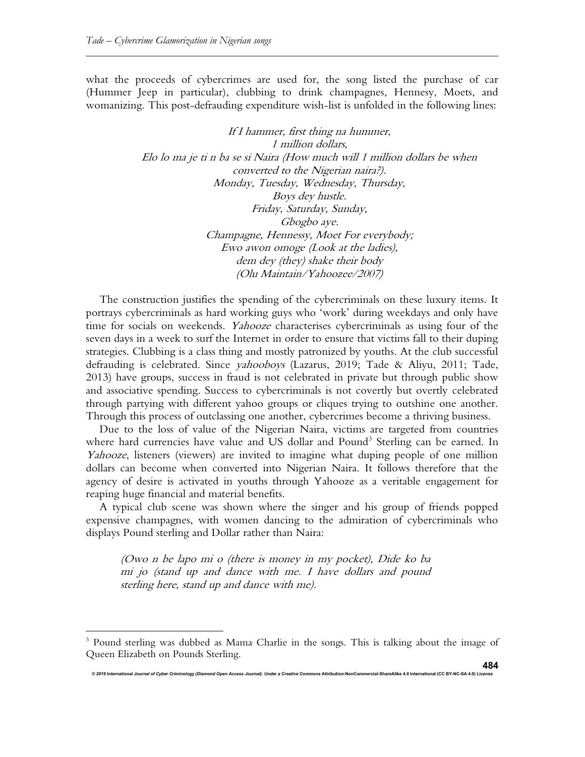what the proceeds of cybercrimes are used for, the song listed the purchase of car (Hummer Jeep in particular), clubbing to drink champagnes, Hennesy, Moets, and womanizing. This post-defrauding expenditure wish-list is unfolded in the following lines:

*If I hammer, first thing na hummer,*
*1 million dollars,*
*Elo lo ma je ti n ba se si Naira (How much will 1 million dollars be when converted to the Nigerian naira?).*
*Monday, Tuesday, Wednesday, Thursday,*
*Boys dey hustle.*
*Friday, Saturday, Sunday,*
*Gbogbo aye.*
*Champagne, Hennessy, Moet For everybody;*
*Ewo awon omoge (Look at the ladies),*
*dem dey (they) shake their body*
*(Olu Maintain/Yahoozee/2007)*

The construction justifies the spending of the cybercriminals on these luxury items. It portrays cybercriminals as hard working guys who 'work' during weekdays and only have time for socials on weekends. *Yahooze* characterises cybercriminals as using four of the seven days in a week to surf the Internet in order to ensure that victims fall to their duping strategies. Clubbing is a class thing and mostly patronized by youths. At the club successful defrauding is celebrated. Since *yahooboys* (Lazarus, 2019; Tade & Aliyu, 2011; Tade, 2013) have groups, success in fraud is not celebrated in private but through public show and associative spending. Success to cybercriminals is not covertly but overtly celebrated through partying with different yahoo groups or cliques trying to outshine one another. Through this process of outclassing one another, cybercrimes become a thriving business.

Due to the loss of value of the Nigerian Naira, victims are targeted from countries where hard currencies have value and US dollar and Pound[3] Sterling can be earned. In *Yahooze*, listeners (viewers) are invited to imagine what duping people of one million dollars can become when converted into Nigerian Naira. It follows therefore that the agency of desire is activated in youths through Yahooze as a veritable engagement for reaping huge financial and material benefits.

A typical club scene was shown where the singer and his group of friends popped expensive champagnes, with women dancing to the admiration of cybercriminals who displays Pound sterling and Dollar rather than Naira:

> *(Owo n be lapo mi o (there is money in my pocket), Dide ko ba mi jo (stand up and dance with me. I have dollars and pound sterling here, stand up and dance with me).*

[3] Pound sterling was dubbed as Mama Charlie in the songs. This is talking about the image of Queen Elizabeth on Pounds Sterling.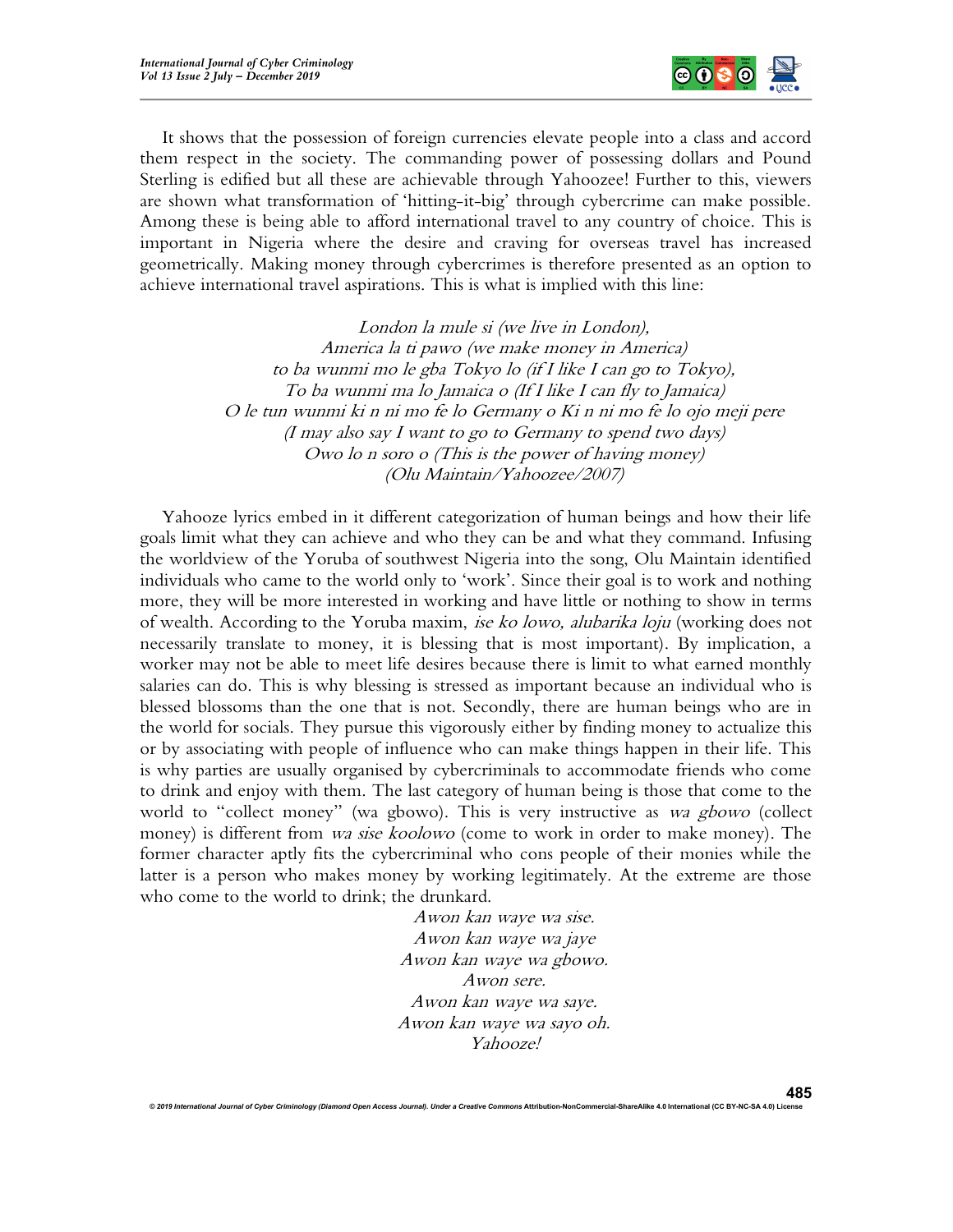It shows that the possession of foreign currencies elevate people into a class and accord them respect in the society. The commanding power of possessing dollars and Pound Sterling is edified but all these are achievable through Yahoozee! Further to this, viewers are shown what transformation of 'hitting-it-big' through cybercrime can make possible. Among these is being able to afford international travel to any country of choice. This is important in Nigeria where the desire and craving for overseas travel has increased geometrically. Making money through cybercrimes is therefore presented as an option to achieve international travel aspirations. This is what is implied with this line:

*London la mule si (we live in London),*
*America la ti pawo (we make money in America)*
*to ba wunmi mo le gba Tokyo lo (if I like I can go to Tokyo),*
*To ba wunmi ma lo Jamaica o (If I like I can fly to Jamaica)*
*O le tun wunmi ki n ni mo fe lo Germany o Ki n ni mo fe lo ojo meji pere*
*(I may also say I want to go to Germany to spend two days)*
*Owo lo n soro o (This is the power of having money)*
*(Olu Maintain/Yahoozee/2007)*

Yahooze lyrics embed in it different categorization of human beings and how their life goals limit what they can achieve and who they can be and what they command. Infusing the worldview of the Yoruba of southwest Nigeria into the song, Olu Maintain identified individuals who came to the world only to 'work'. Since their goal is to work and nothing more, they will be more interested in working and have little or nothing to show in terms of wealth. According to the Yoruba maxim, *ise ko lowo, alubarika loju* (working does not necessarily translate to money, it is blessing that is most important). By implication, a worker may not be able to meet life desires because there is limit to what earned monthly salaries can do. This is why blessing is stressed as important because an individual who is blessed blossoms than the one that is not. Secondly, there are human beings who are in the world for socials. They pursue this vigorously either by finding money to actualize this or by associating with people of influence who can make things happen in their life. This is why parties are usually organised by cybercriminals to accommodate friends who come to drink and enjoy with them. The last category of human being is those that come to the world to "collect money" (wa gbowo). This is very instructive as *wa gbowo* (collect money) is different from *wa sise koolowo* (come to work in order to make money). The former character aptly fits the cybercriminal who cons people of their monies while the latter is a person who makes money by working legitimately. At the extreme are those who come to the world to drink; the drunkard.

*Awon kan waye wa sise.*
*Awon kan waye wa jaye*
*Awon kan waye wa gbowo.*
*Awon sere.*
*Awon kan waye wa saye.*
*Awon kan waye wa sayo oh.*
*Yahooze!*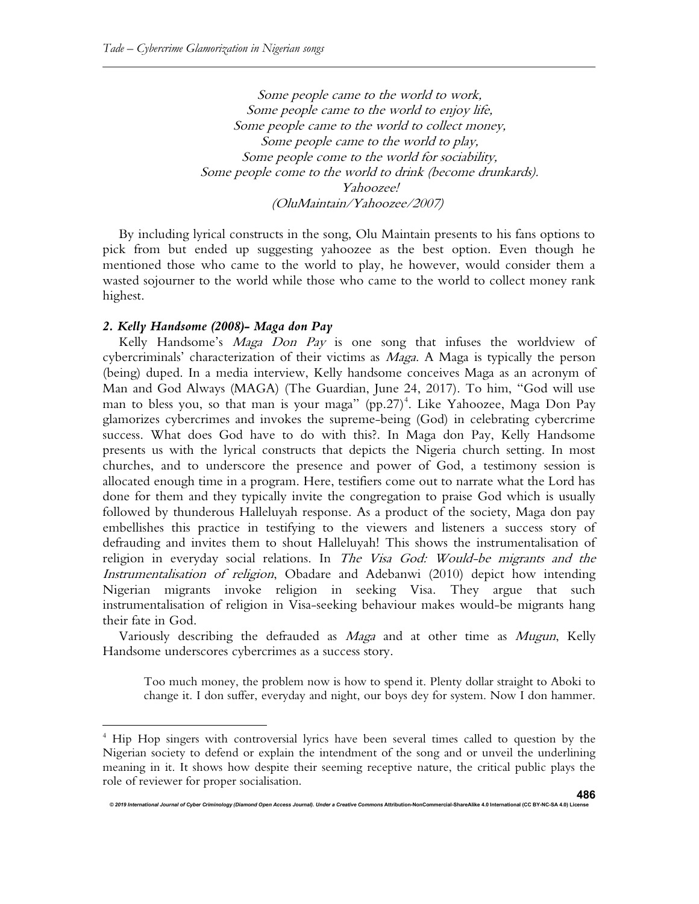*Some people came to the world to work,*
*Some people came to the world to enjoy life,*
*Some people came to the world to collect money,*
*Some people came to the world to play,*
*Some people come to the world for sociability,*
*Some people come to the world to drink (become drunkards).*
*Yahoozee!*
*(OluMaintain/Yahoozee/2007)*

By including lyrical constructs in the song, Olu Maintain presents to his fans options to pick from but ended up suggesting yahoozee as the best option. Even though he mentioned those who came to the world to play, he however, would consider them a wasted sojourner to the world while those who came to the world to collect money rank highest.

### *2. Kelly Handsome (2008)- Maga don Pay*

Kelly Handsome's *Maga Don Pay* is one song that infuses the worldview of cybercriminals' characterization of their victims as *Maga*. A Maga is typically the person (being) duped. In a media interview, Kelly handsome conceives Maga as an acronym of Man and God Always (MAGA) (The Guardian, June 24, 2017). To him, "God will use man to bless you, so that man is your maga" (pp.27)[4]. Like Yahoozee, Maga Don Pay glamorizes cybercrimes and invokes the supreme-being (God) in celebrating cybercrime success. What does God have to do with this?. In Maga don Pay, Kelly Handsome presents us with the lyrical constructs that depicts the Nigeria church setting. In most churches, and to underscore the presence and power of God, a testimony session is allocated enough time in a program. Here, testifiers come out to narrate what the Lord has done for them and they typically invite the congregation to praise God which is usually followed by thunderous Halleluyah response. As a product of the society, Maga don pay embellishes this practice in testifying to the viewers and listeners a success story of defrauding and invites them to shout Halleluyah! This shows the instrumentalisation of religion in everyday social relations. In *The Visa God: Would-be migrants and the Instrumentalisation of religion*, Obadare and Adebanwi (2010) depict how intending Nigerian migrants invoke religion in seeking Visa. They argue that such instrumentalisation of religion in Visa-seeking behaviour makes would-be migrants hang their fate in God.

Variously describing the defrauded as *Maga* and at other time as *Mugun*, Kelly Handsome underscores cybercrimes as a success story.

> Too much money, the problem now is how to spend it. Plenty dollar straight to Aboki to change it. I don suffer, everyday and night, our boys dey for system. Now I don hammer.

[4] Hip Hop singers with controversial lyrics have been several times called to question by the Nigerian society to defend or explain the intendment of the song and or unveil the underlining meaning in it. It shows how despite their seeming receptive nature, the critical public plays the role of reviewer for proper socialisation.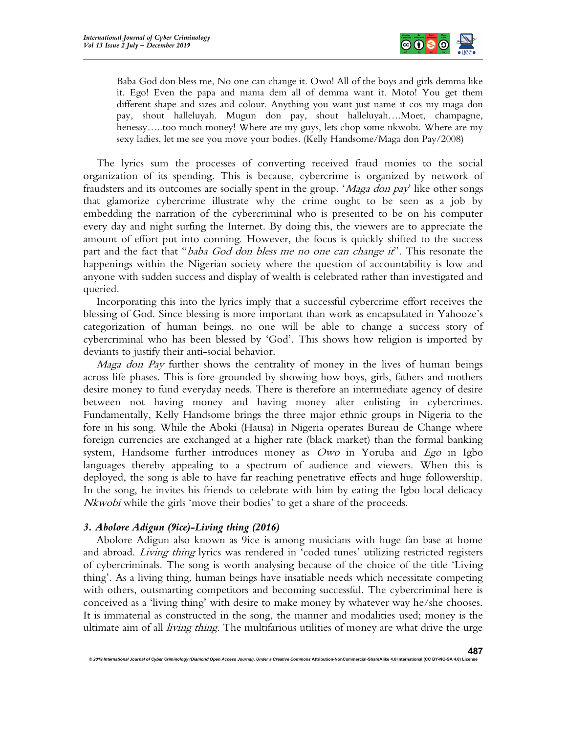> Baba God don bless me, No one can change it. Owo! All of the boys and girls demma like it. Ego! Even the papa and mama dem all of demma want it. Moto! You get them different shape and sizes and colour. Anything you want just name it cos my maga don pay, shout halleluyah. Mugun don pay, shout halleluyah….Moet, champagne, henessy…..too much money! Where are my guys, lets chop some nkwobi. Where are my sexy ladies, let me see you move your bodies. (Kelly Handsome/Maga don Pay/2008)

The lyrics sum the processes of converting received fraud monies to the social organization of its spending. This is because, cybercrime is organized by network of fraudsters and its outcomes are socially spent in the group. '*Maga don pay*' like other songs that glamorize cybercrime illustrate why the crime ought to be seen as a job by embedding the narration of the cybercriminal who is presented to be on his computer every day and night surfing the Internet. By doing this, the viewers are to appreciate the amount of effort put into conning. However, the focus is quickly shifted to the success part and the fact that "*baba God don bless me no one can change it*". This resonate the happenings within the Nigerian society where the question of accountability is low and anyone with sudden success and display of wealth is celebrated rather than investigated and queried.

Incorporating this into the lyrics imply that a successful cybercrime effort receives the blessing of God. Since blessing is more important than work as encapsulated in Yahooze's categorization of human beings, no one will be able to change a success story of cybercriminal who has been blessed by 'God'. This shows how religion is imported by deviants to justify their anti-social behavior.

*Maga don Pay* further shows the centrality of money in the lives of human beings across life phases. This is fore-grounded by showing how boys, girls, fathers and mothers desire money to fund everyday needs. There is therefore an intermediate agency of desire between not having money and having money after enlisting in cybercrimes. Fundamentally, Kelly Handsome brings the three major ethnic groups in Nigeria to the fore in his song. While the Aboki (Hausa) in Nigeria operates Bureau de Change where foreign currencies are exchanged at a higher rate (black market) than the formal banking system, Handsome further introduces money as *Owo* in Yoruba and *Ego* in Igbo languages thereby appealing to a spectrum of audience and viewers. When this is deployed, the song is able to have far reaching penetrative effects and huge followership. In the song, he invites his friends to celebrate with him by eating the Igbo local delicacy *Nkwobi* while the girls 'move their bodies' to get a share of the proceeds.

### *3. Abolore Adigun (9ice)-Living thing (2016)*

Abolore Adigun also known as 9ice is among musicians with huge fan base at home and abroad. *Living thing* lyrics was rendered in 'coded tunes' utilizing restricted registers of cybercriminals. The song is worth analysing because of the choice of the title 'Living thing'. As a living thing, human beings have insatiable needs which necessitate competing with others, outsmarting competitors and becoming successful. The cybercriminal here is conceived as a 'living thing' with desire to make money by whatever way he/she chooses. It is immaterial as constructed in the song, the manner and modalities used; money is the ultimate aim of all *living thing*. The multifarious utilities of money are what drive the urge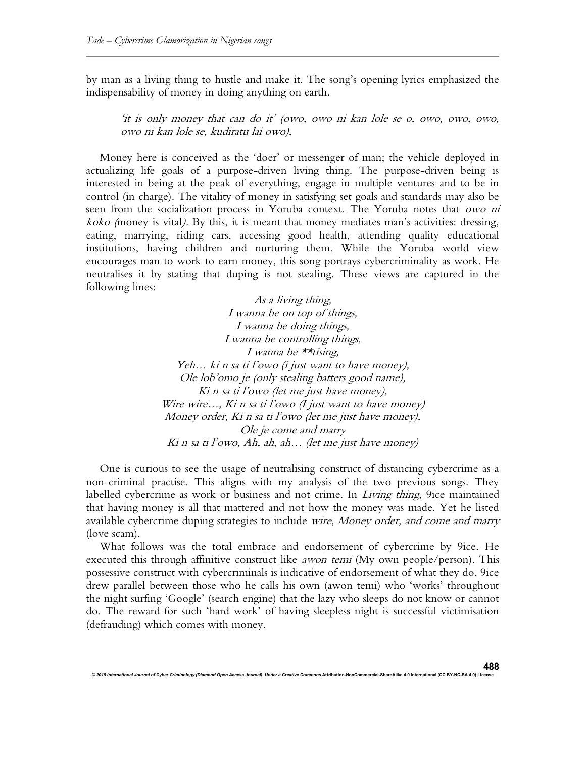by man as a living thing to hustle and make it. The song's opening lyrics emphasized the indispensability of money in doing anything on earth.

> *'it is only money that can do it' (owo, owo ni kan lole se o, owo, owo, owo, owo ni kan lole se, kudiratu lai owo),*

Money here is conceived as the 'doer' or messenger of man; the vehicle deployed in actualizing life goals of a purpose-driven living thing. The purpose-driven being is interested in being at the peak of everything, engage in multiple ventures and to be in control (in charge). The vitality of money in satisfying set goals and standards may also be seen from the socialization process in Yoruba context. The Yoruba notes that *owo ni koko (*money is vital*)*. By this, it is meant that money mediates man's activities: dressing, eating, marrying, riding cars, accessing good health, attending quality educational institutions, having children and nurturing them. While the Yoruba world view encourages man to work to earn money, this song portrays cybercriminality as work. He neutralises it by stating that duping is not stealing. These views are captured in the following lines:

*As a living thing,*
*I wanna be on top of things,*
*I wanna be doing things,*
*I wanna be controlling things,*
*I wanna be \*\*tising,*
*Yeh… ki n sa ti l'owo (i just want to have money),*
*Ole lob'omo je (only stealing batters good name),*
*Ki n sa ti l'owo (let me just have money),*
*Wire wire…, Ki n sa ti l'owo (I just want to have money)*
*Money order, Ki n sa ti l'owo (let me just have money),*
*Ole je come and marry*
*Ki n sa ti l'owo, Ah, ah, ah… (let me just have money)*

One is curious to see the usage of neutralising construct of distancing cybercrime as a non-criminal practise. This aligns with my analysis of the two previous songs. They labelled cybercrime as work or business and not crime. In *Living thing*, 9ice maintained that having money is all that mattered and not how the money was made. Yet he listed available cybercrime duping strategies to include *wire*, *Money order, and come and marry* (love scam).

What follows was the total embrace and endorsement of cybercrime by 9ice. He executed this through affinitive construct like *awon temi* (My own people/person). This possessive construct with cybercriminals is indicative of endorsement of what they do. 9ice drew parallel between those who he calls his own (awon temi) who 'works' throughout the night surfing 'Google' (search engine) that the lazy who sleeps do not know or cannot do. The reward for such 'hard work' of having sleepless night is successful victimisation (defrauding) which comes with money.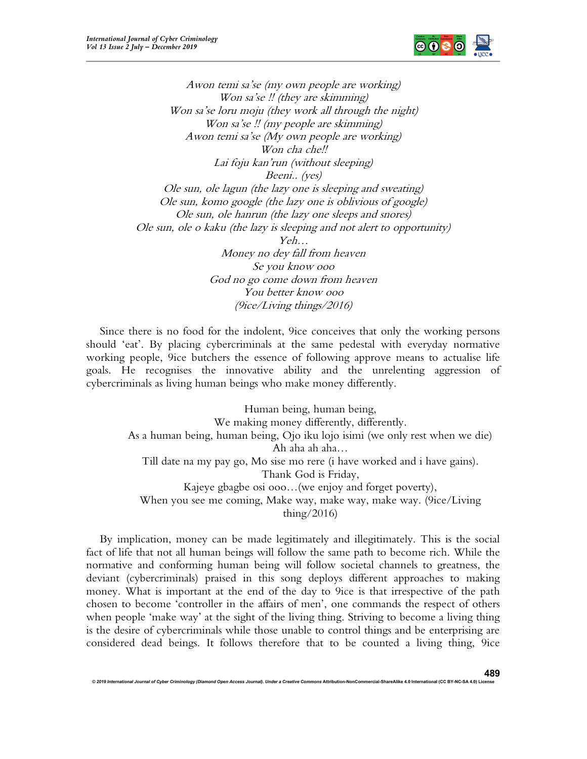*Awon temi sa'se (my own people are working)*
*Won sa'se !! (they are skimming)*
*Won sa'se loru moju (they work all through the night)*
*Won sa'se !! (my people are skimming)*
*Awon temi sa'se (My own people are working)*
*Won cha che!!*
*Lai foju kan'run (without sleeping)*
*Beeni.. (yes)*
*Ole sun, ole lagun (the lazy one is sleeping and sweating)*
*Ole sun, komo google (the lazy one is oblivious of google)*
*Ole sun, ole hanrun (the lazy one sleeps and snores)*
*Ole sun, ole o kaku (the lazy is sleeping and not alert to opportunity)*
*Yeh…*
*Money no dey fall from heaven*
*Se you know ooo*
*God no go come down from heaven*
*You better know ooo*
*(9ice/Living things/2016)*

Since there is no food for the indolent, 9ice conceives that only the working persons should 'eat'. By placing cybercriminals at the same pedestal with everyday normative working people, 9ice butchers the essence of following approve means to actualise life goals. He recognises the innovative ability and the unrelenting aggression of cybercriminals as living human beings who make money differently.

Human being, human being,
We making money differently, differently.
As a human being, human being, Ojo iku lojo isimi (we only rest when we die)
Ah aha ah aha…
Till date na my pay go, Mo sise mo rere (i have worked and i have gains).
Thank God is Friday,
Kajeye gbagbe osi ooo…(we enjoy and forget poverty),
When you see me coming, Make way, make way, make way. (9ice/Living thing/2016)

By implication, money can be made legitimately and illegitimately. This is the social fact of life that not all human beings will follow the same path to become rich. While the normative and conforming human being will follow societal channels to greatness, the deviant (cybercriminals) praised in this song deploys different approaches to making money. What is important at the end of the day to 9ice is that irrespective of the path chosen to become 'controller in the affairs of men', one commands the respect of others when people 'make way' at the sight of the living thing. Striving to become a living thing is the desire of cybercriminals while those unable to control things and be enterprising are considered dead beings. It follows therefore that to be counted a living thing, 9ice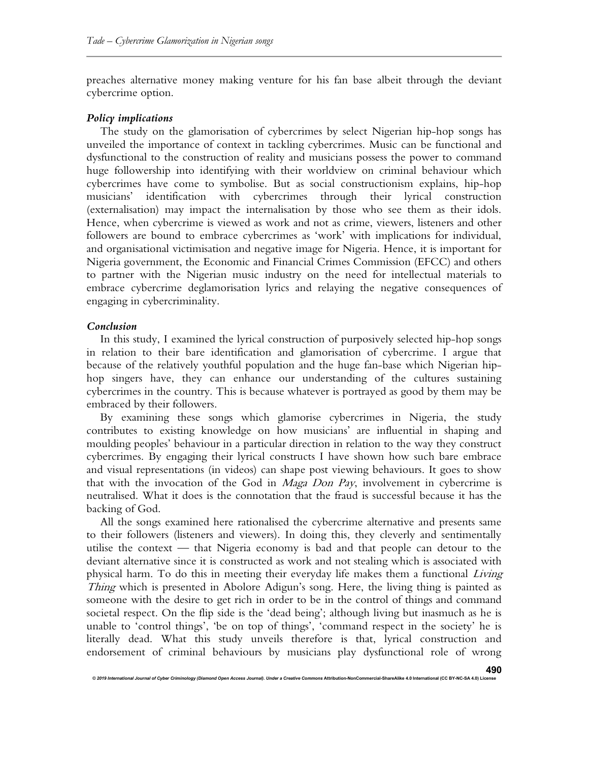preaches alternative money making venture for his fan base albeit through the deviant cybercrime option.

### *Policy implications*

The study on the glamorisation of cybercrimes by select Nigerian hip-hop songs has unveiled the importance of context in tackling cybercrimes. Music can be functional and dysfunctional to the construction of reality and musicians possess the power to command huge followership into identifying with their worldview on criminal behaviour which cybercrimes have come to symbolise. But as social constructionism explains, hip-hop musicians' identification with cybercrimes through their lyrical construction (externalisation) may impact the internalisation by those who see them as their idols. Hence, when cybercrime is viewed as work and not as crime, viewers, listeners and other followers are bound to embrace cybercrimes as 'work' with implications for individual, and organisational victimisation and negative image for Nigeria. Hence, it is important for Nigeria government, the Economic and Financial Crimes Commission (EFCC) and others to partner with the Nigerian music industry on the need for intellectual materials to embrace cybercrime deglamorisation lyrics and relaying the negative consequences of engaging in cybercriminality.

### *Conclusion*

In this study, I examined the lyrical construction of purposively selected hip-hop songs in relation to their bare identification and glamorisation of cybercrime. I argue that because of the relatively youthful population and the huge fan-base which Nigerian hip-hop singers have, they can enhance our understanding of the cultures sustaining cybercrimes in the country. This is because whatever is portrayed as good by them may be embraced by their followers.

By examining these songs which glamorise cybercrimes in Nigeria, the study contributes to existing knowledge on how musicians' are influential in shaping and moulding peoples' behaviour in a particular direction in relation to the way they construct cybercrimes. By engaging their lyrical constructs I have shown how such bare embrace and visual representations (in videos) can shape post viewing behaviours. It goes to show that with the invocation of the God in *Maga Don Pay*, involvement in cybercrime is neutralised. What it does is the connotation that the fraud is successful because it has the backing of God.

All the songs examined here rationalised the cybercrime alternative and presents same to their followers (listeners and viewers). In doing this, they cleverly and sentimentally utilise the context — that Nigeria economy is bad and that people can detour to the deviant alternative since it is constructed as work and not stealing which is associated with physical harm. To do this in meeting their everyday life makes them a functional *Living Thing* which is presented in Abolore Adigun's song. Here, the living thing is painted as someone with the desire to get rich in order to be in the control of things and command societal respect. On the flip side is the 'dead being'; although living but inasmuch as he is unable to 'control things', 'be on top of things', 'command respect in the society' he is literally dead. What this study unveils therefore is that, lyrical construction and endorsement of criminal behaviours by musicians play dysfunctional role of wrong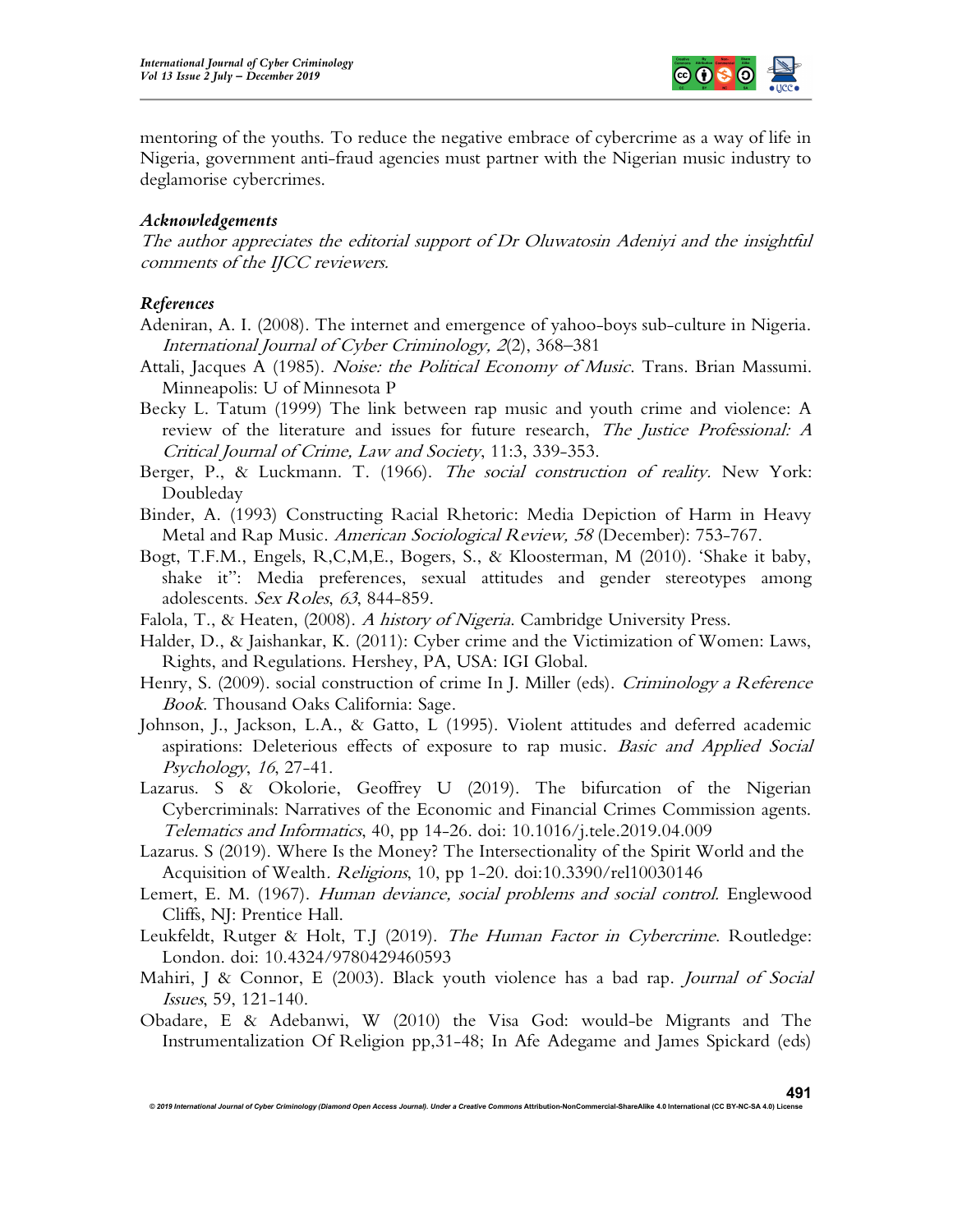mentoring of the youths. To reduce the negative embrace of cybercrime as a way of life in Nigeria, government anti-fraud agencies must partner with the Nigerian music industry to deglamorise cybercrimes.

### *Acknowledgements*

*The author appreciates the editorial support of Dr Oluwatosin Adeniyi and the insightful comments of the IJCC reviewers.*

### *References*

Adeniran, A. I. (2008). The internet and emergence of yahoo-boys sub-culture in Nigeria. *International Journal of Cyber Criminology, 2*(2), 368–381

Attali, Jacques A (1985). *Noise: the Political Economy of Music*. Trans. Brian Massumi. Minneapolis: U of Minnesota P

Becky L. Tatum (1999) The link between rap music and youth crime and violence: A review of the literature and issues for future research, *The Justice Professional: A Critical Journal of Crime, Law and Society*, 11:3, 339-353.

Berger, P., & Luckmann. T. (1966). *The social construction of reality.* New York: Doubleday

Binder, A. (1993) Constructing Racial Rhetoric: Media Depiction of Harm in Heavy Metal and Rap Music. *American Sociological Review, 58* (December): 753-767.

Bogt, T.F.M., Engels, R,C,M,E., Bogers, S., & Kloosterman, M (2010). 'Shake it baby, shake it": Media preferences, sexual attitudes and gender stereotypes among adolescents. *Sex Roles*, *63*, 844-859.

Falola, T., & Heaten, (2008). *A history of Nigeria*. Cambridge University Press.

Halder, D., & Jaishankar, K. (2011): Cyber crime and the Victimization of Women: Laws, Rights, and Regulations. Hershey, PA, USA: IGI Global.

Henry, S. (2009). social construction of crime In J. Miller (eds). *Criminology a Reference Book*. Thousand Oaks California: Sage.

Johnson, J., Jackson, L.A., & Gatto, L (1995). Violent attitudes and deferred academic aspirations: Deleterious effects of exposure to rap music. *Basic and Applied Social Psychology*, *16*, 27-41.

Lazarus. S & Okolorie, Geoffrey U (2019). The bifurcation of the Nigerian Cybercriminals: Narratives of the Economic and Financial Crimes Commission agents. *Telematics and Informatics*, 40, pp 14-26. doi: 10.1016/j.tele.2019.04.009

Lazarus. S (2019). Where Is the Money? The Intersectionality of the Spirit World and the Acquisition of Wealth. *Religions*, 10, pp 1-20. doi:10.3390/rel10030146

Lemert, E. M. (1967). *Human deviance, social problems and social control.* Englewood Cliffs, NJ: Prentice Hall.

Leukfeldt, Rutger & Holt, T.J (2019). *The Human Factor in Cybercrime*. Routledge: London. doi: 10.4324/9780429460593

Mahiri, J & Connor, E (2003). Black youth violence has a bad rap. *Journal of Social Issues*, 59, 121-140.

Obadare, E & Adebanwi, W (2010) the Visa God: would-be Migrants and The Instrumentalization Of Religion pp,31-48; In Afe Adegame and James Spickard (eds)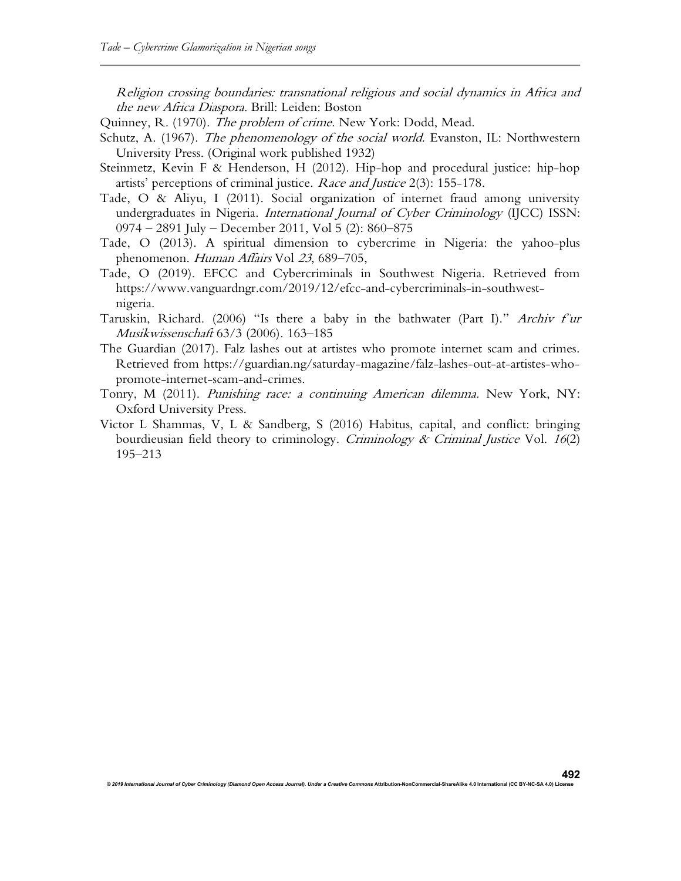*Religion crossing boundaries: transnational religious and social dynamics in Africa and the new Africa Diaspora*. Brill: Leiden: Boston

Quinney, R. (1970). *The problem of crime*. New York: Dodd, Mead.

Schutz, A. (1967). *The phenomenology of the social world*. Evanston, IL: Northwestern University Press. (Original work published 1932)

Steinmetz, Kevin F & Henderson, H (2012). Hip-hop and procedural justice: hip-hop artists' perceptions of criminal justice. *Race and Justice* 2(3): 155-178.

Tade, O & Aliyu, I (2011). Social organization of internet fraud among university undergraduates in Nigeria. *International Journal of Cyber Criminology* (IJCC) ISSN: 0974 – 2891 July – December 2011, Vol 5 (2): 860–875

Tade, O (2013). A spiritual dimension to cybercrime in Nigeria: the yahoo-plus phenomenon. *Human Affairs* Vol *23*, 689–705,

Tade, O (2019). EFCC and Cybercriminals in Southwest Nigeria. Retrieved from https://www.vanguardngr.com/2019/12/efcc-and-cybercriminals-in-southwest-nigeria.

Taruskin, Richard. (2006) "Is there a baby in the bathwater (Part I)." *Archiv f'ur Musikwissenschaft* 63/3 (2006). 163–185

The Guardian (2017). Falz lashes out at artistes who promote internet scam and crimes. Retrieved from https://guardian.ng/saturday-magazine/falz-lashes-out-at-artistes-who-promote-internet-scam-and-crimes.

Tonry, M (2011). *Punishing race: a continuing American dilemma.* New York, NY: Oxford University Press.

Victor L Shammas, V, L & Sandberg, S (2016) Habitus, capital, and conflict: bringing bourdieusian field theory to criminology. *Criminology & Criminal Justice* Vol. *16*(2) 195–213